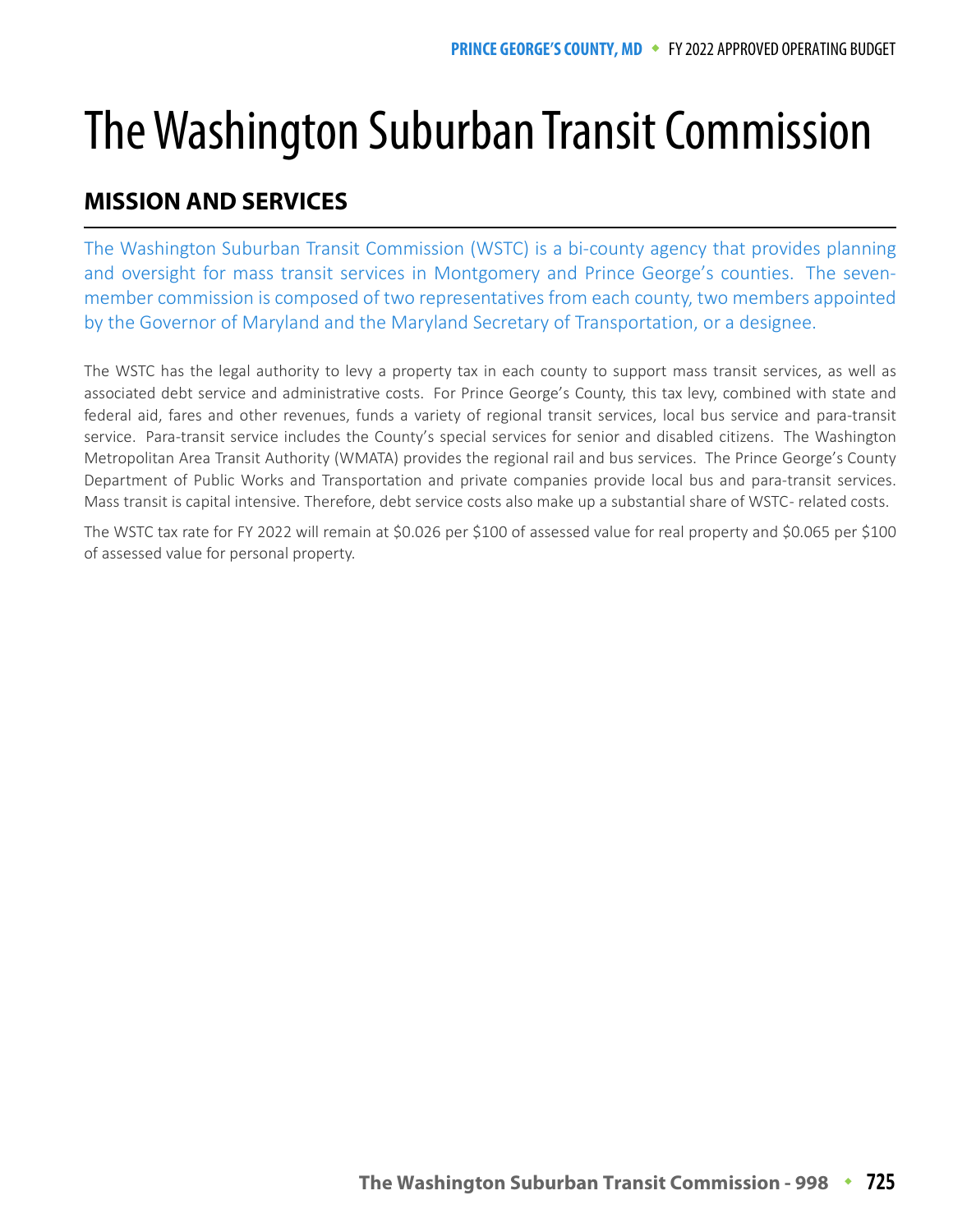# The Washington Suburban Transit Commission

## MISSION AND SERVICES

The Washington Suburban Transit Commission (WSTC) is a bi-county agency that provides planning and oversight for mass transit services in Montgomery and Prince George's counties. The seven-member commission is composed of two representatives from each county, two members appointed by the Governor of Maryland and the Maryland Secretary of Transportation, or a designee.

The WSTC has the legal authority to levy a property tax in each county to support mass transit services, as well as associated debt service and administrative costs. For Prince George's County, this tax levy, combined with state and federal aid, fares and other revenues, funds a variety of regional transit services, local bus service and para-transit service. Para-transit service includes the County's special services for senior and disabled citizens. The Washington Metropolitan Area Transit Authority (WMATA) provides the regional rail and bus services. The Prince George's County Department of Public Works and Transportation and private companies provide local bus and para-transit services. Mass transit is capital intensive. Therefore, debt service costs also make up a substantial share of WSTC- related costs.

The WSTC tax rate for FY 2022 will remain at $0.026 per $100 of assessed value for real property and $0.065 per $100 of assessed value for personal property.